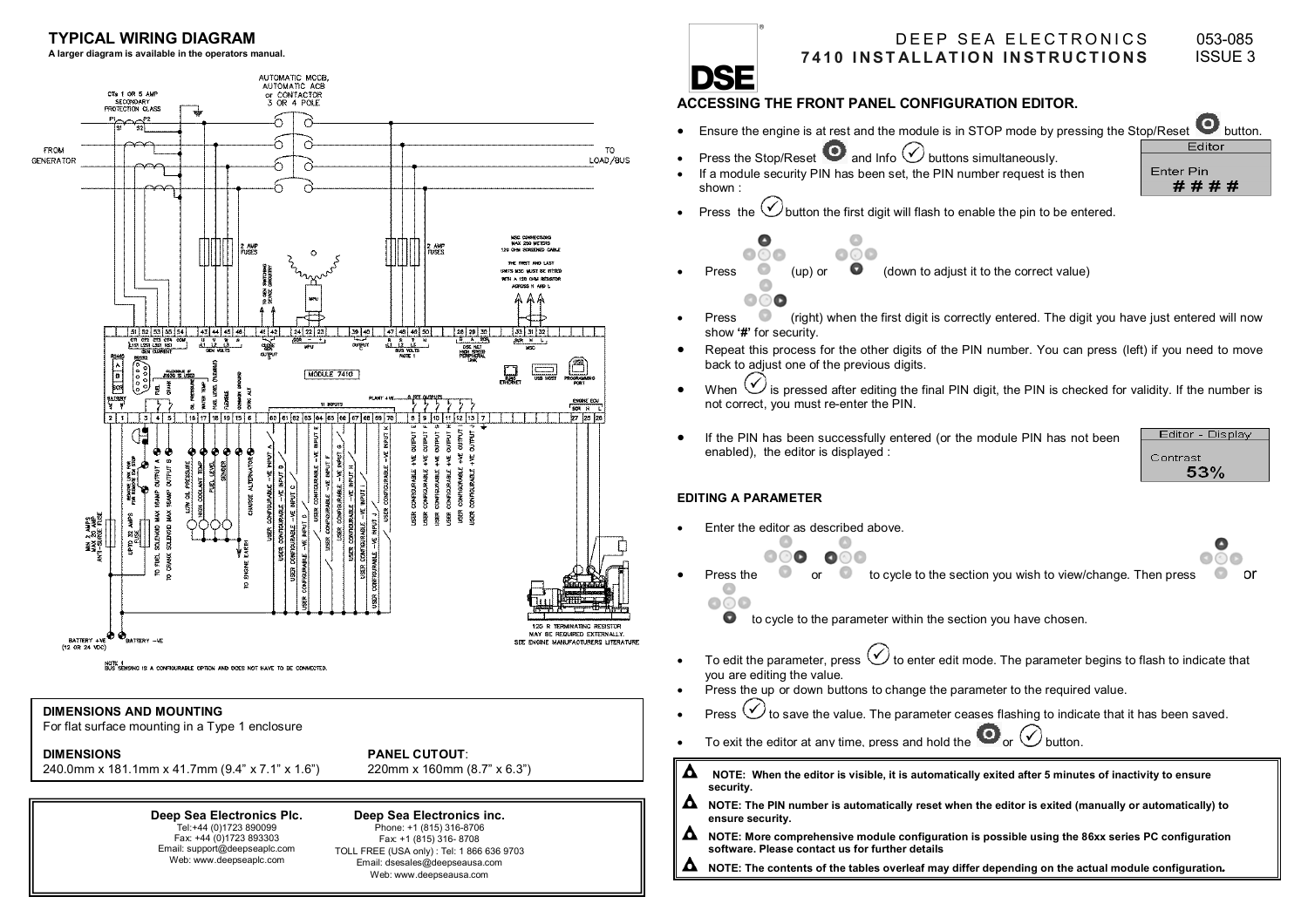## TYPICAL WIRING DIAGRAM

**A larger diagram is available in the operators manual.**

NOTE 1
BUS SENSING IS A CONFIGURABLE OPTION AND DOES NOT HAVE TO BE CONNECTED.

### DIMENSIONS AND MOUNTING

For flat surface mounting in a Type 1 enclosure

**DIMENSIONS**
240.0mm x 181.1mm x 41.7mm (9.4" x 7.1" x 1.6")

**PANEL CUTOUT**:
220mm x 160mm (8.7" x 6.3")

**Deep Sea Electronics Plc.**
Tel:+44 (0)1723 890099
Fax: +44 (0)1723 893303
Email: support@deepseaplc.com
Web: www.deepseaplc.com

**Deep Sea Electronics inc.**
Phone: +1 (815) 316-8706
Fax: +1 (815) 316- 8708
TOLL FREE (USA only) : Tel: 1 866 636 9703
Email: dsesales@deepseausa.com
Web: www.deepseausa.com

# DEEP SEA ELECTRONICS 7410 INSTALLATION INSTRUCTIONS

053-085
ISSUE 3

## ACCESSING THE FRONT PANEL CONFIGURATION EDITOR.

- Ensure the engine is at rest and the module is in STOP mode by pressing the Stop/Reset button.
- Press the Stop/Reset and Info buttons simultaneously.
- If a module security PIN has been set, the PIN number request is then shown :

  Editor
  Enter Pin
  # # # #

- Press the button the first digit will flash to enable the pin to be entered.
- Press (up) or (down to adjust it to the correct value)
- Press (right) when the first digit is correctly entered. The digit you have just entered will now show '#' for security.
- Repeat this process for the other digits of the PIN number. You can press (left) if you need to move back to adjust one of the previous digits.
- When is pressed after editing the final PIN digit, the PIN is checked for validity. If the number is not correct, you must re-enter the PIN.
- If the PIN has been successfully entered (or the module PIN has not been enabled), the editor is displayed :

  Editor - Display
  Contrast
  53%

## EDITING A PARAMETER

- Enter the editor as described above.
- Press the or to cycle to the section you wish to view/change. Then press or to cycle to the parameter within the section you have chosen.
- To edit the parameter, press to enter edit mode. The parameter begins to flash to indicate that you are editing the value.
- Press the up or down buttons to change the parameter to the required value.
- Press to save the value. The parameter ceases flashing to indicate that it has been saved.
- To exit the editor at any time, press and hold the or button.

**NOTE: When the editor is visible, it is automatically exited after 5 minutes of inactivity to ensure security.**

**NOTE: The PIN number is automatically reset when the editor is exited (manually or automatically) to ensure security.**

**NOTE: More comprehensive module configuration is possible using the 86xx series PC configuration software. Please contact us for further details**

**NOTE: The contents of the tables overleaf may differ depending on the actual module configuration.**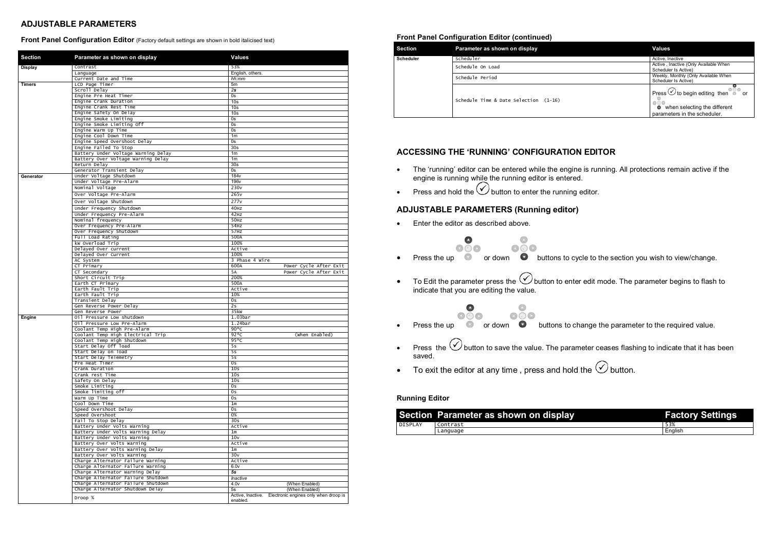## ADJUSTABLE PARAMETERS

**Front Panel Configuration Editor** (Factory default settings are shown in bold italicised text)

| Section | Parameter as shown on display | Values | |
|---|---|---|---|
| **Display** | Contrast | 53% | |
| | Language | English, others. | |
| | Current Date and Time | *hh:mm* | |
| **Timers** | LCD Page Timer | 5m | |
| | Scroll Delay | ***2s*** | |
| | Engine Pre Heat Timer | 0s | |
| | Engine Crank Duration | 10s | |
| | Engine Crank Rest Time | 10s | |
| | Engine Safety On Delay | 10s | |
| | Engine Smoke Limiting | 0s | |
| | Engine Smoke Limiting Off | 0s | |
| | Engine Warm Up Time | 0s | |
| | Engine Cool Down Time | 1m | |
| | Engine Speed Overshoot Delay | 0s | |
| | Engine Failed To Stop | 30s | |
| | Battery Under Voltage Warning Delay | 1m | |
| | Battery Over Voltage Warning Delay | 1m | |
| | Return Delay | 30s | |
| | Generator Transient Delay | 0s | |
| **Generator** | Under Voltage Shutdown | 184v | |
| | Under Voltage Pre-Alarm | 196v | |
| | Nominal Voltage | 230v | |
| | Over Voltage Pre-Alarm | 265v | |
| | Over Voltage Shutdown | 277v | |
| | Under Frequency Shutdown | 40Hz | |
| | Under Frequency Pre-Alarm | 42Hz | |
| | Nominal frequency | 50Hz | |
| | Over Frequency Pre-Alarm | 54Hz | |
| | Over Frequency Shutdown | 57Hz | |
| | Full Load Rating | 500A | |
| | kW Overload Trip | 100% | |
| | Delayed Over current | Active | |
| | Delayed Over Current | 100% | |
| | AC System | 3 Phase 4 Wire | |
| | CT Primary | 600A | Power Cycle After Exit |
| | CT Secondary | 5A | Power Cycle After Exit |
| | Short Circuit Trip | 200% | |
| | Earth CT Primary | 500A | |
| | Earth Fault Trip | Active | |
| | Earth Fault Trip | 10% | |
| | Transient Delay | 0s | |
| | Gen Reverse Power Delay | 2s | |
| | Gen Reverse Power | 35kW | |
| **Engine** | Oil Pressure Low shutdown | 1.03bar | |
| | Oil Pressure Low Pre-Alarm | 1.24bar | |
| | Coolant Temp High Pre-Alarm | 90°C | |
| | Coolant Temp High Electrical Trip | 92°C | (when Enabled) |
| | Coolant Temp High Shutdown | 95°C | |
| | Start Delay Off load | 5s | |
| | Start Delay on load | 5s | |
| | Start Delay Telemetry | 5s | |
| | Pre Heat Timer | 0s | |
| | Crank Duration | 10s | |
| | Crank rest Time | 10s | |
| | Safety On Delay | 10s | |
| | Smoke Limiting | 0s | |
| | Smoke limiting off | 0s | |
| | Warm Up Time | 0s | |
| | Cool Down Time | 1m | |
| | Speed Overshoot Delay | 0s | |
| | Speed Overshoot | 0% | |
| | Fail To Stop Delay | 30s | |
| | Battery Under Volts Warning | Active | |
| | Battery Under Volts Warning Delay | 1m | |
| | Battery Under Volts Warning | 10v | |
| | Battery Over Volts Warning | Active | |
| | Battery Over Volts Warning Delay | 1m | |
| | Battery Over Volts Warning | 30v | |
| | Charge Alternator Failure Warning | Active | |
| | Charge Alternator Failure Warning | 6.0v | |
| | Charge Alternator Warning Delay | ***5s*** | |
| | Charge Alternator Failure Shutdown | *Inactive* | |
| | Charge Alternator Failure Shutdown | 4.0v | (When Enabled) |
| | Charge Alternator Shutdown Delay | 5s | (When Enabled) |
| | Droop % | Active, Inactive. | Electronic engines only when droop is enabled. |

**Front Panel Configuration Editor (continued)**

| Section | Parameter as shown on display | Values |
|---|---|---|
| **Scheduler** | Scheduler | Active, Inactive |
| | Schedule On Load | Active , Inactive (Only Available When Scheduler Is Active) |
| | Schedule Period | Weekly, Monthly (Only Available When Scheduler Is Active) |
| | Schedule Time & Date Selection (1-16) | Press ✓ to begin editing then ▲ or ▼ when selecting the different parameters in the scheduler. |

## ACCESSING THE 'RUNNING' CONFIGURATION EDITOR

- The 'running' editor can be entered while the engine is running. All protections remain active if the engine is running while the running editor is entered.
- Press and hold the ✓ button to enter the running editor.

## ADJUSTABLE PARAMETERS (Running editor)

- Enter the editor as described above.
- Press the up ▲ or down ▼ buttons to cycle to the section you wish to view/change.
- To Edit the parameter press the ✓ button to enter edit mode. The parameter begins to flash to indicate that you are editing the value.
- Press the up ▲ or down ▼ buttons to change the parameter to the required value.
- Press the ✓ button to save the value. The parameter ceases flashing to indicate that it has been saved.
- To exit the editor at any time , press and hold the ✓ button.

**Running Editor**

| Section | Parameter as shown on display | Factory Settings |
|---|---|---|
| DISPLAY | Contrast | 53% |
| | Language | English |